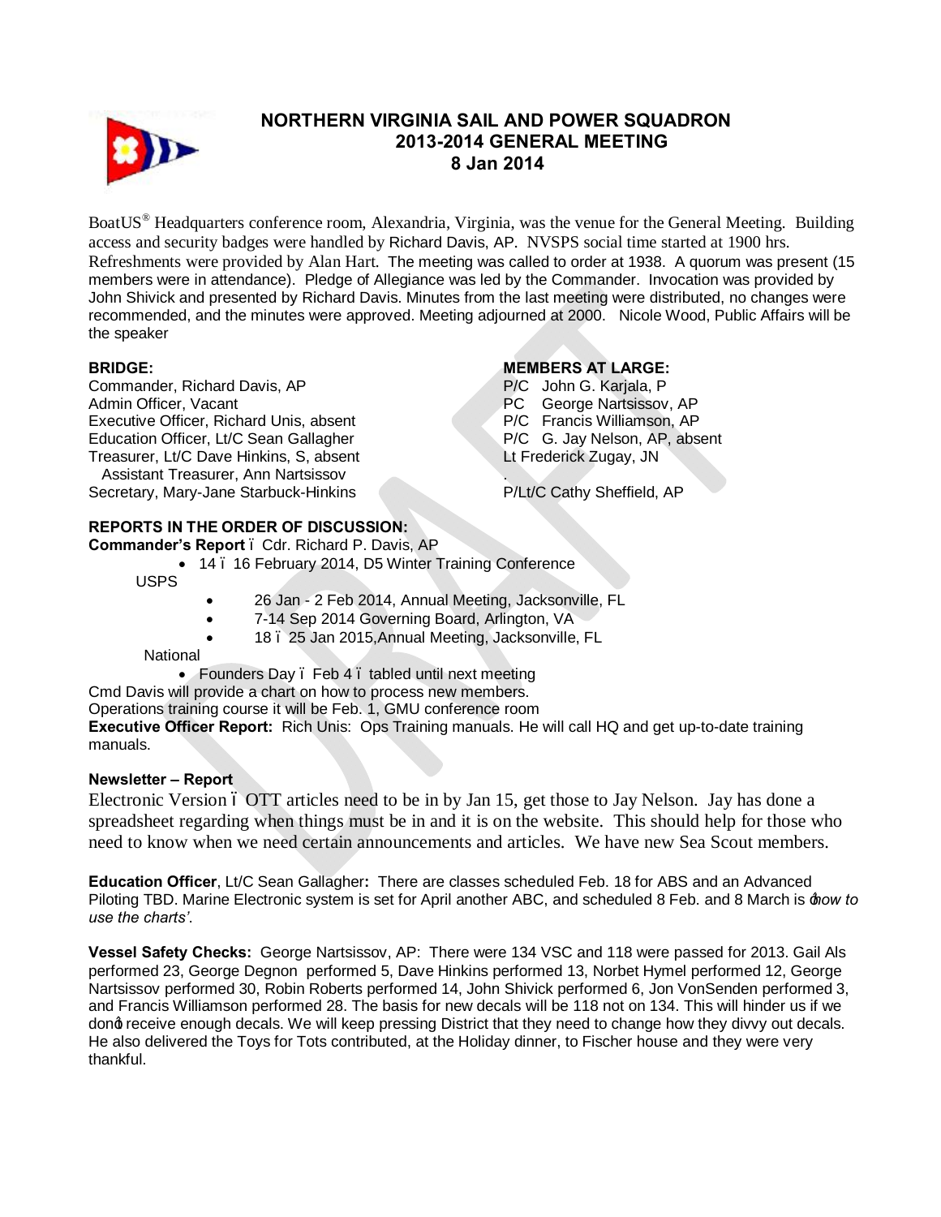# NORTHERN VIRGINIA SAIL AND POWER SQUADRON
## 2013-2014 GENERAL MEETING
## 8 Jan 2014

BoatUS® Headquarters conference room, Alexandria, Virginia, was the venue for the General Meeting. Building access and security badges were handled by Richard Davis, AP. NVSPS social time started at 1900 hrs. Refreshments were provided by Alan Hart. The meeting was called to order at 1938. A quorum was present (15 members were in attendance). Pledge of Allegiance was led by the Commander. Invocation was provided by John Shivick and presented by Richard Davis. Minutes from the last meeting were distributed, no changes were recommended, and the minutes were approved. Meeting adjourned at 2000. Nicole Wood, Public Affairs will be the speaker

**BRIDGE:**
Commander, Richard Davis, AP
Admin Officer, Vacant
Executive Officer, Richard Unis, absent
Education Officer, Lt/C Sean Gallagher
Treasurer, Lt/C Dave Hinkins, S, absent
Assistant Treasurer, Ann Nartsissov
Secretary, Mary-Jane Starbuck-Hinkins

**MEMBERS AT LARGE:**
P/C John G. Karjala, P
PC George Nartsissov, AP
P/C Francis Williamson, AP
P/C G. Jay Nelson, AP, absent
Lt Frederick Zugay, JN
.
P/Lt/C Cathy Sheffield, AP

**REPORTS IN THE ORDER OF DISCUSSION:**

**Commander's Report** – Cdr. Richard P. Davis, AP

- 14 – 16 February 2014, D5 Winter Training Conference

USPS

- 26 Jan - 2 Feb 2014, Annual Meeting, Jacksonville, FL
- 7-14 Sep 2014 Governing Board, Arlington, VA
- 18 – 25 Jan 2015,Annual Meeting, Jacksonville, FL

National

- Founders Day – Feb 4 – tabled until next meeting

Cmd Davis will provide a chart on how to process new members.
Operations training course it will be Feb. 1, GMU conference room

**Executive Officer Report:** Rich Unis: Ops Training manuals. He will call HQ and get up-to-date training manuals.

**Newsletter – Report**

Electronic Version – OTT articles need to be in by Jan 15, get those to Jay Nelson. Jay has done a spreadsheet regarding when things must be in and it is on the website. This should help for those who need to know when we need certain announcements and articles. We have new Sea Scout members.

**Education Officer**, Lt/C Sean Gallagher**:** There are classes scheduled Feb. 18 for ABS and an Advanced Piloting TBD. Marine Electronic system is set for April another ABC, and scheduled 8 Feb. and 8 March is '*how to use the charts'*.

**Vessel Safety Checks:** George Nartsissov, AP: There were 134 VSC and 118 were passed for 2013. Gail Als performed 23, George Degnon performed 5, Dave Hinkins performed 13, Norbet Hymel performed 12, George Nartsissov performed 30, Robin Roberts performed 14, John Shivick performed 6, Jon VonSenden performed 3, and Francis Williamson performed 28. The basis for new decals will be 118 not on 134. This will hinder us if we don't receive enough decals. We will keep pressing District that they need to change how they divvy out decals. He also delivered the Toys for Tots contributed, at the Holiday dinner, to Fischer house and they were very thankful.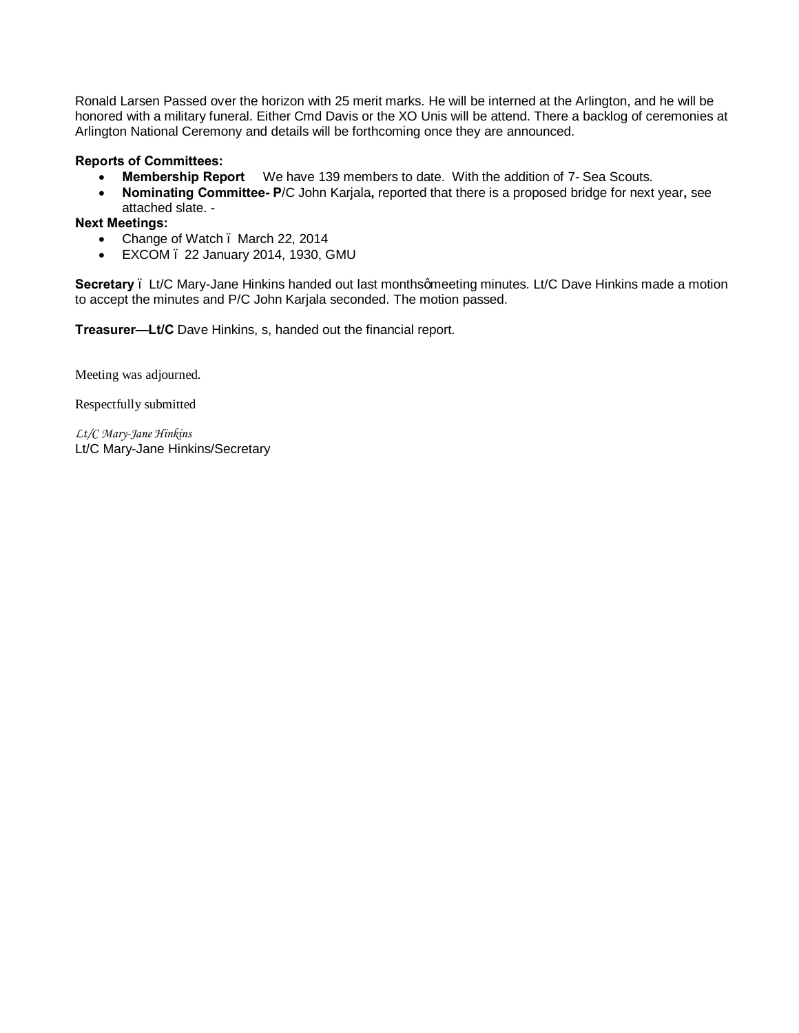Ronald Larsen Passed over the horizon with 25 merit marks. He will be interned at the Arlington, and he will be honored with a military funeral. Either Cmd Davis or the XO Unis will be attend. There a backlog of ceremonies at Arlington National Ceremony and details will be forthcoming once they are announced.

**Reports of Committees:**

- **Membership Report** We have 139 members to date. With the addition of 7- Sea Scouts.
- **Nominating Committee- P**/C John Karjala**,** reported that there is a proposed bridge for next year**,** see attached slate. -

**Next Meetings:**

- Change of Watch ó March 22, 2014
- EXCOM ó 22 January 2014, 1930, GMU

**Secretary** ó Lt/C Mary-Jane Hinkins handed out last monthsømeeting minutes. Lt/C Dave Hinkins made a motion to accept the minutes and P/C John Karjala seconded. The motion passed.

**Treasurer—Lt/C** Dave Hinkins, s, handed out the financial report.

Meeting was adjourned.

Respectfully submitted

*Lt/C Mary-Jane Hinkins*
Lt/C Mary-Jane Hinkins/Secretary